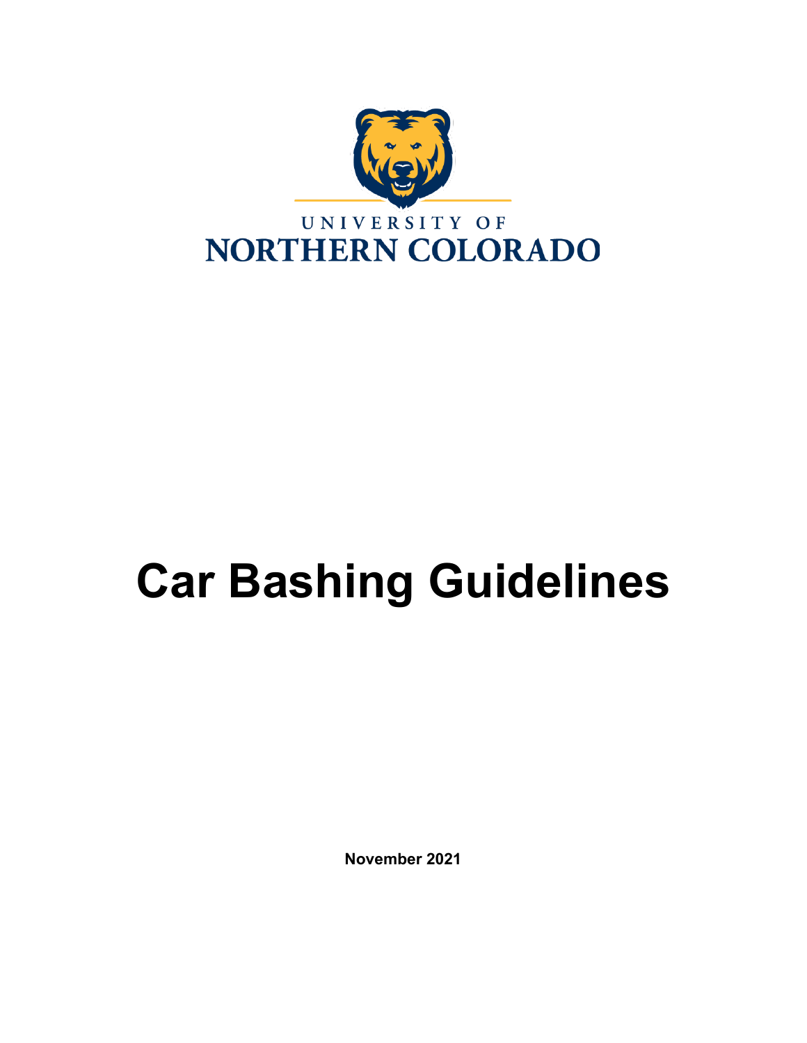UNIVERSITY OF
NORTHERN COLORADO

# Car Bashing Guidelines

**November 2021**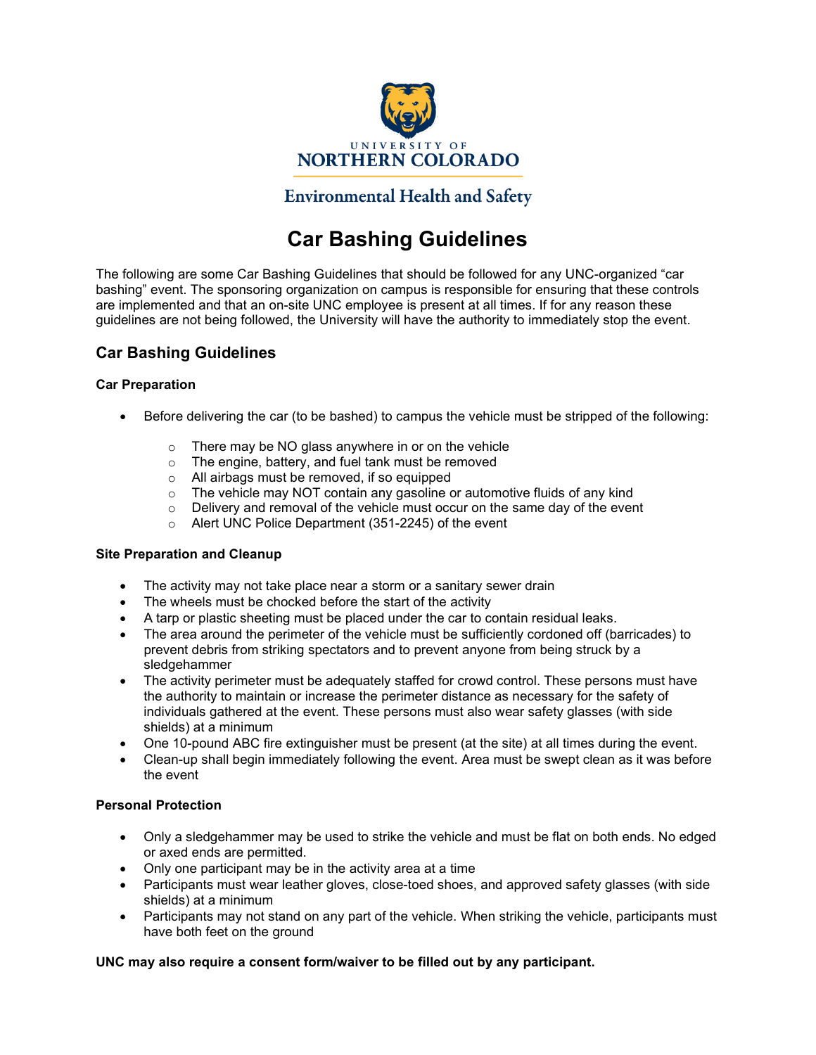UNIVERSITY OF
NORTHERN COLORADO

Environmental Health and Safety

# Car Bashing Guidelines

The following are some Car Bashing Guidelines that should be followed for any UNC-organized "car bashing" event. The sponsoring organization on campus is responsible for ensuring that these controls are implemented and that an on-site UNC employee is present at all times. If for any reason these guidelines are not being followed, the University will have the authority to immediately stop the event.

## Car Bashing Guidelines

### Car Preparation

- Before delivering the car (to be bashed) to campus the vehicle must be stripped of the following:
  - There may be NO glass anywhere in or on the vehicle
  - The engine, battery, and fuel tank must be removed
  - All airbags must be removed, if so equipped
  - The vehicle may NOT contain any gasoline or automotive fluids of any kind
  - Delivery and removal of the vehicle must occur on the same day of the event
  - Alert UNC Police Department (351-2245) of the event

### Site Preparation and Cleanup

- The activity may not take place near a storm or a sanitary sewer drain
- The wheels must be chocked before the start of the activity
- A tarp or plastic sheeting must be placed under the car to contain residual leaks.
- The area around the perimeter of the vehicle must be sufficiently cordoned off (barricades) to prevent debris from striking spectators and to prevent anyone from being struck by a sledgehammer
- The activity perimeter must be adequately staffed for crowd control. These persons must have the authority to maintain or increase the perimeter distance as necessary for the safety of individuals gathered at the event. These persons must also wear safety glasses (with side shields) at a minimum
- One 10-pound ABC fire extinguisher must be present (at the site) at all times during the event.
- Clean-up shall begin immediately following the event. Area must be swept clean as it was before the event

### Personal Protection

- Only a sledgehammer may be used to strike the vehicle and must be flat on both ends. No edged or axed ends are permitted.
- Only one participant may be in the activity area at a time
- Participants must wear leather gloves, close-toed shoes, and approved safety glasses (with side shields) at a minimum
- Participants may not stand on any part of the vehicle. When striking the vehicle, participants must have both feet on the ground

**UNC may also require a consent form/waiver to be filled out by any participant.**